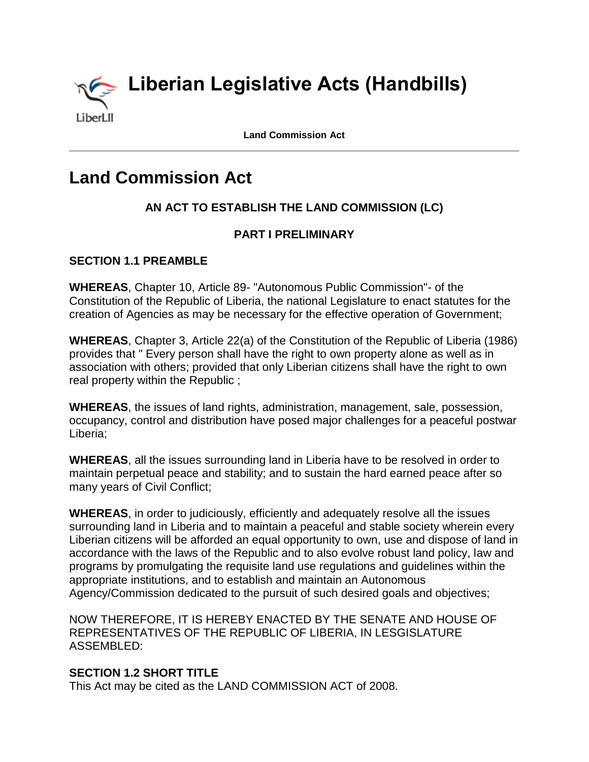# Land Commission Act

**AN ACT TO ESTABLISH THE LAND COMMISSION (LC)**

**PART I PRELIMINARY**

**SECTION 1.1 PREAMBLE**

**WHEREAS**, Chapter 10, Article 89- "Autonomous Public Commission"- of the Constitution of the Republic of Liberia, the national Legislature to enact statutes for the creation of Agencies as may be necessary for the effective operation of Government;

**WHEREAS**, Chapter 3, Article 22(a) of the Constitution of the Republic of Liberia (1986) provides that " Every person shall have the right to own property alone as well as in association with others; provided that only Liberian citizens shall have the right to own real property within the Republic ;

**WHEREAS**, the issues of land rights, administration, management, sale, possession, occupancy, control and distribution have posed major challenges for a peaceful postwar Liberia;

**WHEREAS**, all the issues surrounding land in Liberia have to be resolved in order to maintain perpetual peace and stability; and to sustain the hard earned peace after so many years of Civil Conflict;

**WHEREAS**, in order to judiciously, efficiently and adequately resolve all the issues surrounding land in Liberia and to maintain a peaceful and stable society wherein every Liberian citizens will be afforded an equal opportunity to own, use and dispose of land in accordance with the laws of the Republic and to also evolve robust land policy, law and programs by promulgating the requisite land use regulations and guidelines within the appropriate institutions, and to establish and maintain an Autonomous Agency/Commission dedicated to the pursuit of such desired goals and objectives;

NOW THEREFORE, IT IS HEREBY ENACTED BY THE SENATE AND HOUSE OF REPRESENTATIVES OF THE REPUBLIC OF LIBERIA, IN LESGISLATURE ASSEMBLED:

**SECTION 1.2 SHORT TITLE**

This Act may be cited as the LAND COMMISSION ACT of 2008.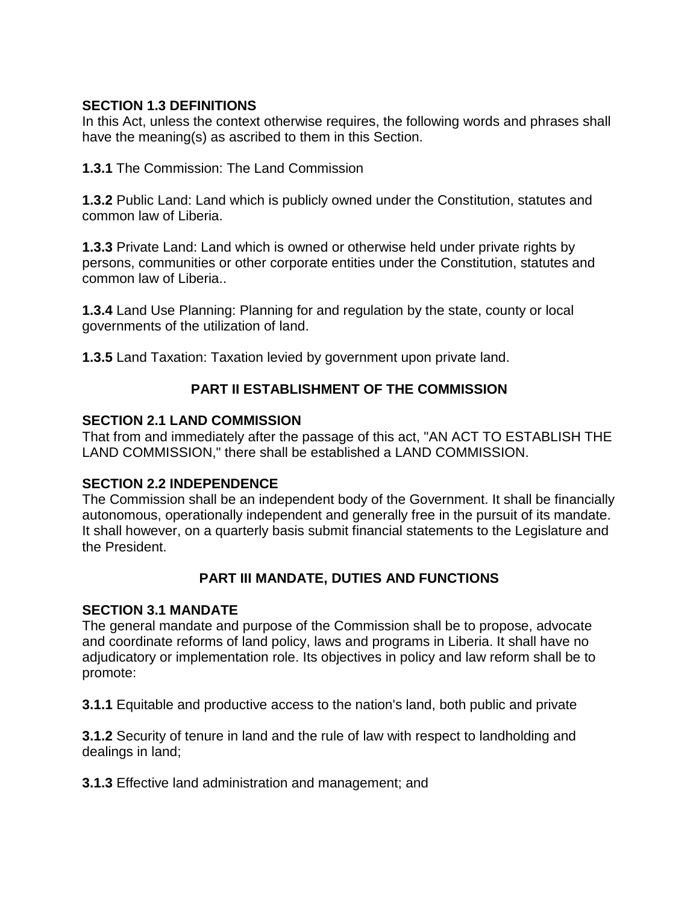### SECTION 1.3 DEFINITIONS

In this Act, unless the context otherwise requires, the following words and phrases shall have the meaning(s) as ascribed to them in this Section.

**1.3.1** The Commission: The Land Commission

**1.3.2** Public Land: Land which is publicly owned under the Constitution, statutes and common law of Liberia.

**1.3.3** Private Land: Land which is owned or otherwise held under private rights by persons, communities or other corporate entities under the Constitution, statutes and common law of Liberia..

**1.3.4** Land Use Planning: Planning for and regulation by the state, county or local governments of the utilization of land.

**1.3.5** Land Taxation: Taxation levied by government upon private land.

## PART II ESTABLISHMENT OF THE COMMISSION

### SECTION 2.1 LAND COMMISSION

That from and immediately after the passage of this act, "AN ACT TO ESTABLISH THE LAND COMMISSION," there shall be established a LAND COMMISSION.

### SECTION 2.2 INDEPENDENCE

The Commission shall be an independent body of the Government. It shall be financially autonomous, operationally independent and generally free in the pursuit of its mandate. It shall however, on a quarterly basis submit financial statements to the Legislature and the President.

## PART III MANDATE, DUTIES AND FUNCTIONS

### SECTION 3.1 MANDATE

The general mandate and purpose of the Commission shall be to propose, advocate and coordinate reforms of land policy, laws and programs in Liberia. It shall have no adjudicatory or implementation role. Its objectives in policy and law reform shall be to promote:

**3.1.1** Equitable and productive access to the nation's land, both public and private

**3.1.2** Security of tenure in land and the rule of law with respect to landholding and dealings in land;

**3.1.3** Effective land administration and management; and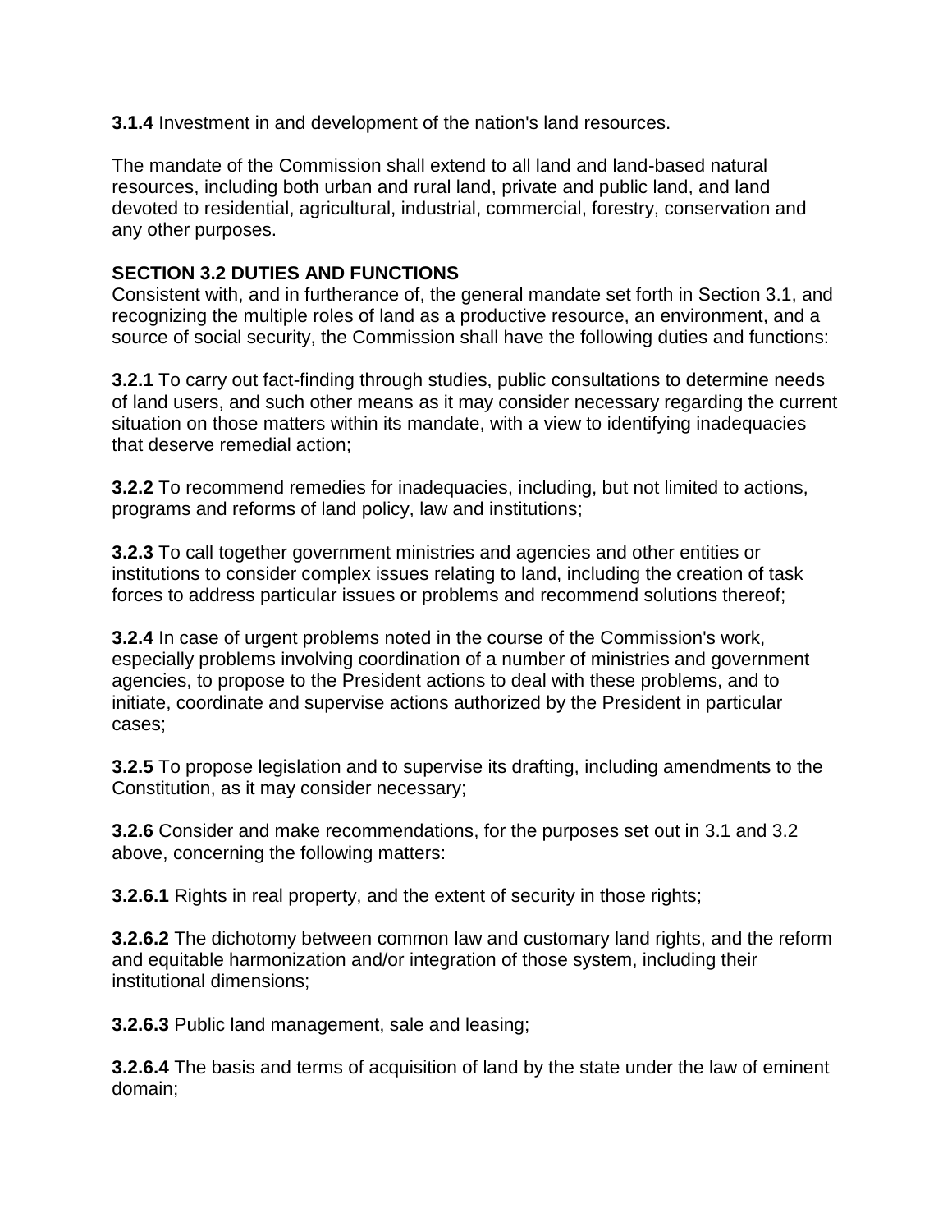**3.1.4** Investment in and development of the nation's land resources.

The mandate of the Commission shall extend to all land and land-based natural resources, including both urban and rural land, private and public land, and land devoted to residential, agricultural, industrial, commercial, forestry, conservation and any other purposes.

**SECTION 3.2 DUTIES AND FUNCTIONS**

Consistent with, and in furtherance of, the general mandate set forth in Section 3.1, and recognizing the multiple roles of land as a productive resource, an environment, and a source of social security, the Commission shall have the following duties and functions:

**3.2.1** To carry out fact-finding through studies, public consultations to determine needs of land users, and such other means as it may consider necessary regarding the current situation on those matters within its mandate, with a view to identifying inadequacies that deserve remedial action;

**3.2.2** To recommend remedies for inadequacies, including, but not limited to actions, programs and reforms of land policy, law and institutions;

**3.2.3** To call together government ministries and agencies and other entities or institutions to consider complex issues relating to land, including the creation of task forces to address particular issues or problems and recommend solutions thereof;

**3.2.4** In case of urgent problems noted in the course of the Commission's work, especially problems involving coordination of a number of ministries and government agencies, to propose to the President actions to deal with these problems, and to initiate, coordinate and supervise actions authorized by the President in particular cases;

**3.2.5** To propose legislation and to supervise its drafting, including amendments to the Constitution, as it may consider necessary;

**3.2.6** Consider and make recommendations, for the purposes set out in 3.1 and 3.2 above, concerning the following matters:

**3.2.6.1** Rights in real property, and the extent of security in those rights;

**3.2.6.2** The dichotomy between common law and customary land rights, and the reform and equitable harmonization and/or integration of those system, including their institutional dimensions;

**3.2.6.3** Public land management, sale and leasing;

**3.2.6.4** The basis and terms of acquisition of land by the state under the law of eminent domain;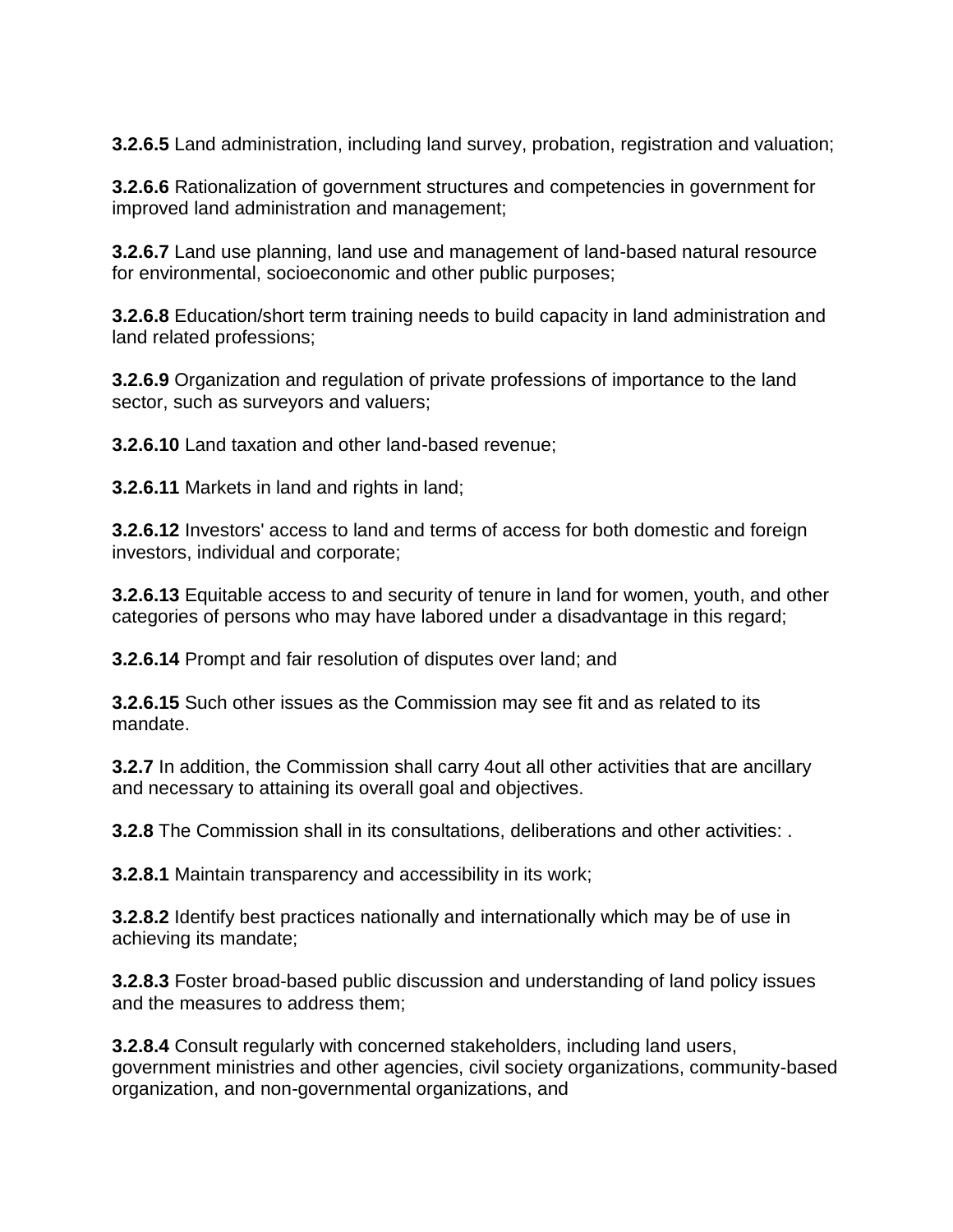**3.2.6.5** Land administration, including land survey, probation, registration and valuation;

**3.2.6.6** Rationalization of government structures and competencies in government for improved land administration and management;

**3.2.6.7** Land use planning, land use and management of land-based natural resource for environmental, socioeconomic and other public purposes;

**3.2.6.8** Education/short term training needs to build capacity in land administration and land related professions;

**3.2.6.9** Organization and regulation of private professions of importance to the land sector, such as surveyors and valuers;

**3.2.6.10** Land taxation and other land-based revenue;

**3.2.6.11** Markets in land and rights in land;

**3.2.6.12** Investors' access to land and terms of access for both domestic and foreign investors, individual and corporate;

**3.2.6.13** Equitable access to and security of tenure in land for women, youth, and other categories of persons who may have labored under a disadvantage in this regard;

**3.2.6.14** Prompt and fair resolution of disputes over land; and

**3.2.6.15** Such other issues as the Commission may see fit and as related to its mandate.

**3.2.7** In addition, the Commission shall carry 4out all other activities that are ancillary and necessary to attaining its overall goal and objectives.

**3.2.8** The Commission shall in its consultations, deliberations and other activities: .

**3.2.8.1** Maintain transparency and accessibility in its work;

**3.2.8.2** Identify best practices nationally and internationally which may be of use in achieving its mandate;

**3.2.8.3** Foster broad-based public discussion and understanding of land policy issues and the measures to address them;

**3.2.8.4** Consult regularly with concerned stakeholders, including land users, government ministries and other agencies, civil society organizations, community-based organization, and non-governmental organizations, and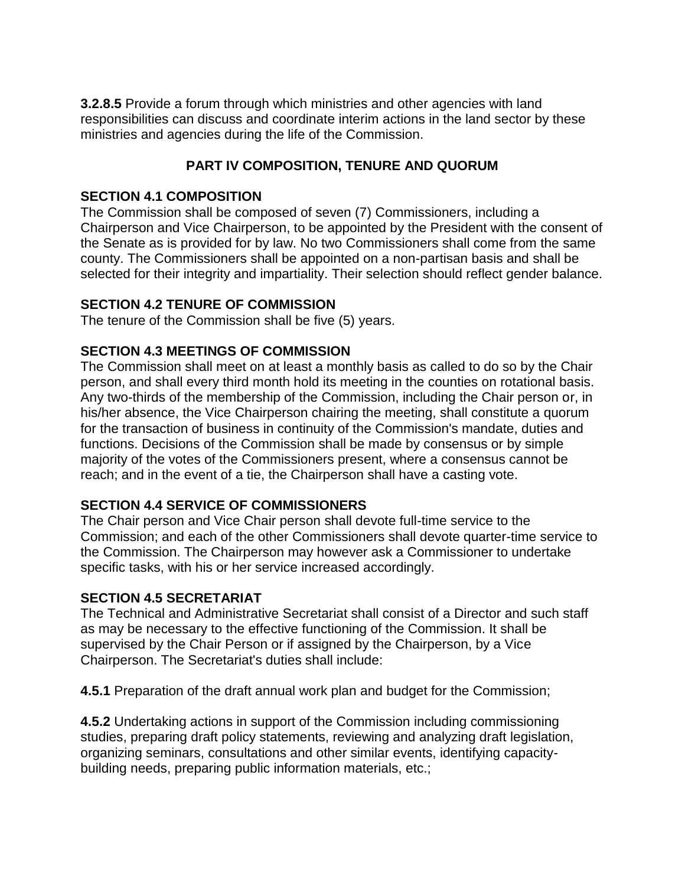**3.2.8.5** Provide a forum through which ministries and other agencies with land responsibilities can discuss and coordinate interim actions in the land sector by these ministries and agencies during the life of the Commission.

## PART IV COMPOSITION, TENURE AND QUORUM

### SECTION 4.1 COMPOSITION

The Commission shall be composed of seven (7) Commissioners, including a Chairperson and Vice Chairperson, to be appointed by the President with the consent of the Senate as is provided for by law. No two Commissioners shall come from the same county. The Commissioners shall be appointed on a non-partisan basis and shall be selected for their integrity and impartiality. Their selection should reflect gender balance.

### SECTION 4.2 TENURE OF COMMISSION

The tenure of the Commission shall be five (5) years.

### SECTION 4.3 MEETINGS OF COMMISSION

The Commission shall meet on at least a monthly basis as called to do so by the Chair person, and shall every third month hold its meeting in the counties on rotational basis. Any two-thirds of the membership of the Commission, including the Chair person or, in his/her absence, the Vice Chairperson chairing the meeting, shall constitute a quorum for the transaction of business in continuity of the Commission's mandate, duties and functions. Decisions of the Commission shall be made by consensus or by simple majority of the votes of the Commissioners present, where a consensus cannot be reach; and in the event of a tie, the Chairperson shall have a casting vote.

### SECTION 4.4 SERVICE OF COMMISSIONERS

The Chair person and Vice Chair person shall devote full-time service to the Commission; and each of the other Commissioners shall devote quarter-time service to the Commission. The Chairperson may however ask a Commissioner to undertake specific tasks, with his or her service increased accordingly.

### SECTION 4.5 SECRETARIAT

The Technical and Administrative Secretariat shall consist of a Director and such staff as may be necessary to the effective functioning of the Commission. It shall be supervised by the Chair Person or if assigned by the Chairperson, by a Vice Chairperson. The Secretariat's duties shall include:

**4.5.1** Preparation of the draft annual work plan and budget for the Commission;

**4.5.2** Undertaking actions in support of the Commission including commissioning studies, preparing draft policy statements, reviewing and analyzing draft legislation, organizing seminars, consultations and other similar events, identifying capacity-building needs, preparing public information materials, etc.;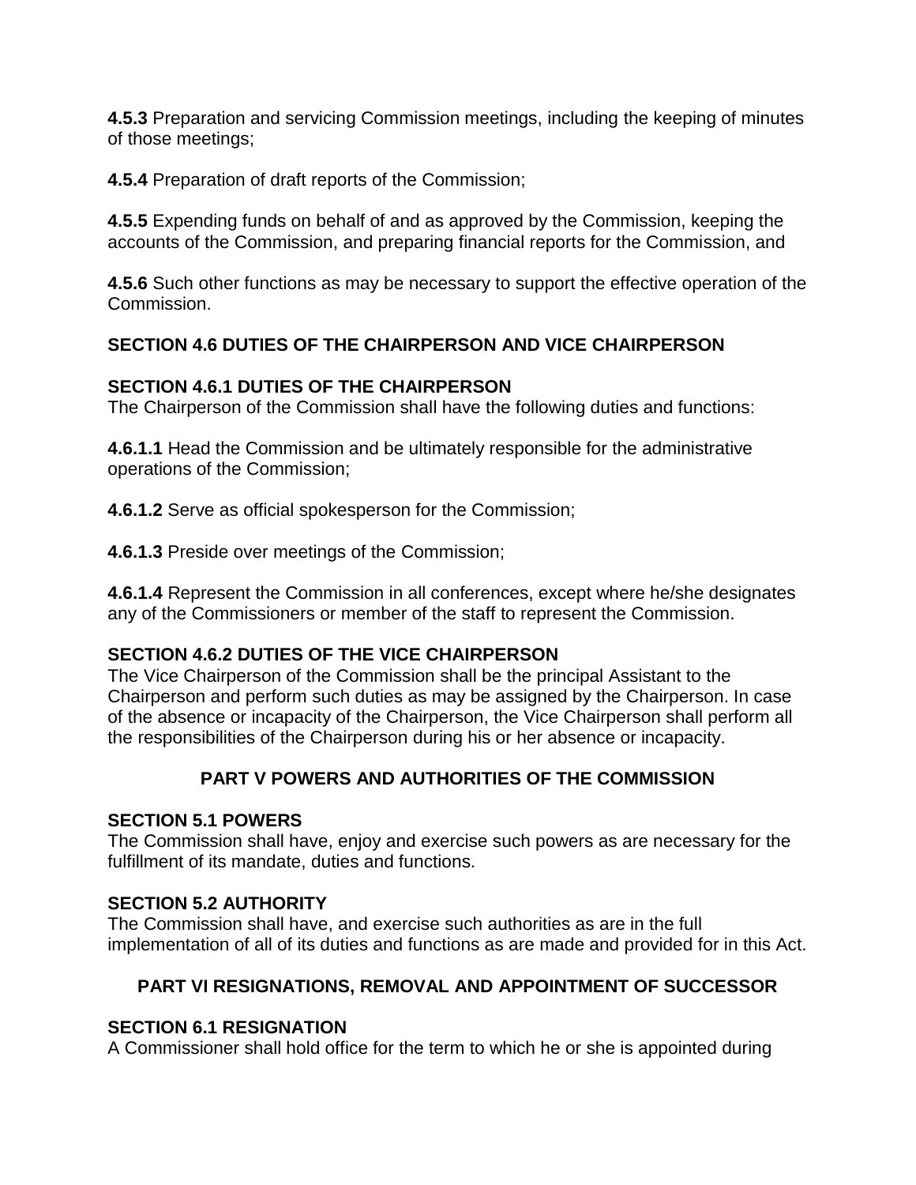**4.5.3** Preparation and servicing Commission meetings, including the keeping of minutes of those meetings;

**4.5.4** Preparation of draft reports of the Commission;

**4.5.5** Expending funds on behalf of and as approved by the Commission, keeping the accounts of the Commission, and preparing financial reports for the Commission, and

**4.5.6** Such other functions as may be necessary to support the effective operation of the Commission.

### SECTION 4.6 DUTIES OF THE CHAIRPERSON AND VICE CHAIRPERSON

#### SECTION 4.6.1 DUTIES OF THE CHAIRPERSON

The Chairperson of the Commission shall have the following duties and functions:

**4.6.1.1** Head the Commission and be ultimately responsible for the administrative operations of the Commission;

**4.6.1.2** Serve as official spokesperson for the Commission;

**4.6.1.3** Preside over meetings of the Commission;

**4.6.1.4** Represent the Commission in all conferences, except where he/she designates any of the Commissioners or member of the staff to represent the Commission.

#### SECTION 4.6.2 DUTIES OF THE VICE CHAIRPERSON

The Vice Chairperson of the Commission shall be the principal Assistant to the Chairperson and perform such duties as may be assigned by the Chairperson. In case of the absence or incapacity of the Chairperson, the Vice Chairperson shall perform all the responsibilities of the Chairperson during his or her absence or incapacity.

## PART V POWERS AND AUTHORITIES OF THE COMMISSION

### SECTION 5.1 POWERS

The Commission shall have, enjoy and exercise such powers as are necessary for the fulfillment of its mandate, duties and functions.

### SECTION 5.2 AUTHORITY

The Commission shall have, and exercise such authorities as are in the full implementation of all of its duties and functions as are made and provided for in this Act.

## PART VI RESIGNATIONS, REMOVAL AND APPOINTMENT OF SUCCESSOR

### SECTION 6.1 RESIGNATION

A Commissioner shall hold office for the term to which he or she is appointed during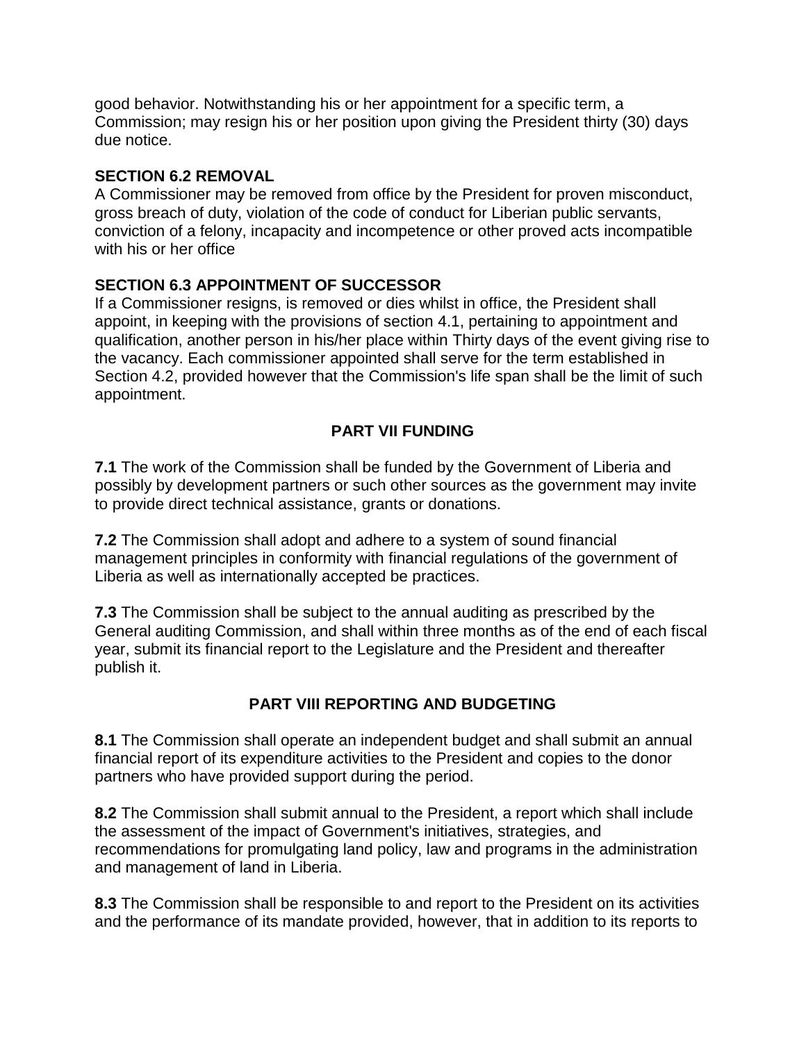good behavior. Notwithstanding his or her appointment for a specific term, a Commission; may resign his or her position upon giving the President thirty (30) days due notice.

**SECTION 6.2 REMOVAL**

A Commissioner may be removed from office by the President for proven misconduct, gross breach of duty, violation of the code of conduct for Liberian public servants, conviction of a felony, incapacity and incompetence or other proved acts incompatible with his or her office

**SECTION 6.3 APPOINTMENT OF SUCCESSOR**

If a Commissioner resigns, is removed or dies whilst in office, the President shall appoint, in keeping with the provisions of section 4.1, pertaining to appointment and qualification, another person in his/her place within Thirty days of the event giving rise to the vacancy. Each commissioner appointed shall serve for the term established in Section 4.2, provided however that the Commission's life span shall be the limit of such appointment.

## PART VII FUNDING

**7.1** The work of the Commission shall be funded by the Government of Liberia and possibly by development partners or such other sources as the government may invite to provide direct technical assistance, grants or donations.

**7.2** The Commission shall adopt and adhere to a system of sound financial management principles in conformity with financial regulations of the government of Liberia as well as internationally accepted be practices.

**7.3** The Commission shall be subject to the annual auditing as prescribed by the General auditing Commission, and shall within three months as of the end of each fiscal year, submit its financial report to the Legislature and the President and thereafter publish it.

## PART VIII REPORTING AND BUDGETING

**8.1** The Commission shall operate an independent budget and shall submit an annual financial report of its expenditure activities to the President and copies to the donor partners who have provided support during the period.

**8.2** The Commission shall submit annual to the President, a report which shall include the assessment of the impact of Government's initiatives, strategies, and recommendations for promulgating land policy, law and programs in the administration and management of land in Liberia.

**8.3** The Commission shall be responsible to and report to the President on its activities and the performance of its mandate provided, however, that in addition to its reports to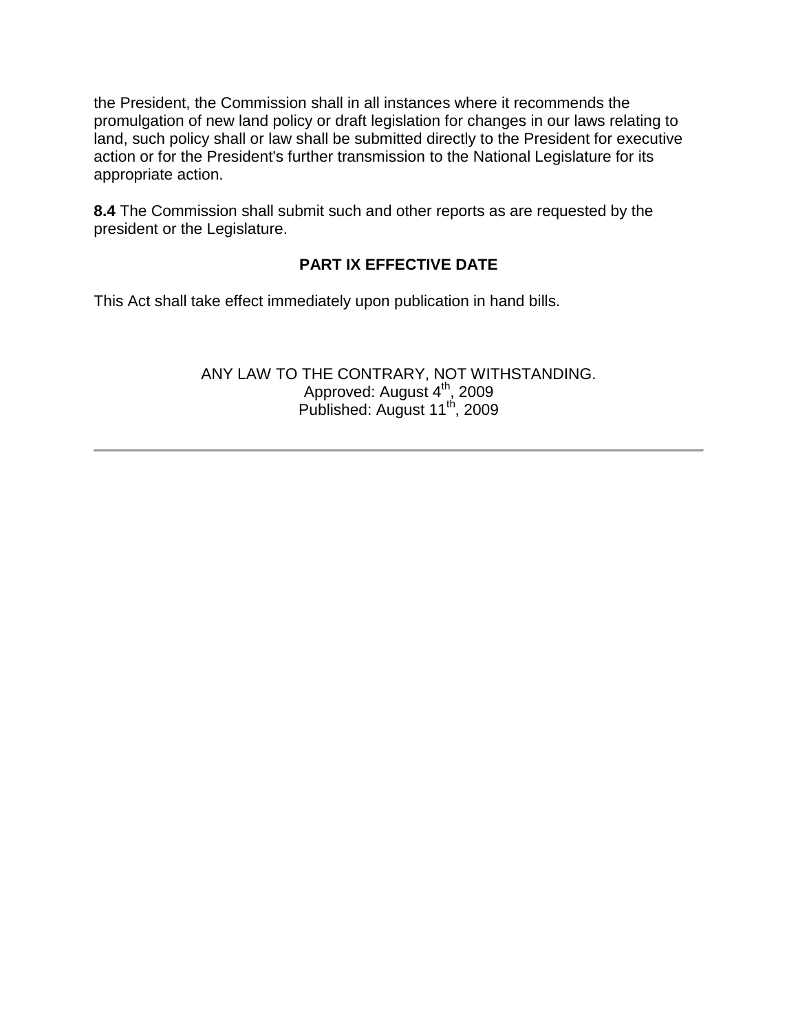the President, the Commission shall in all instances where it recommends the promulgation of new land policy or draft legislation for changes in our laws relating to land, such policy shall or law shall be submitted directly to the President for executive action or for the President's further transmission to the National Legislature for its appropriate action.

**8.4** The Commission shall submit such and other reports as are requested by the president or the Legislature.

## PART IX EFFECTIVE DATE

This Act shall take effect immediately upon publication in hand bills.

ANY LAW TO THE CONTRARY, NOT WITHSTANDING.
Approved: August 4th, 2009
Published: August 11th, 2009

---